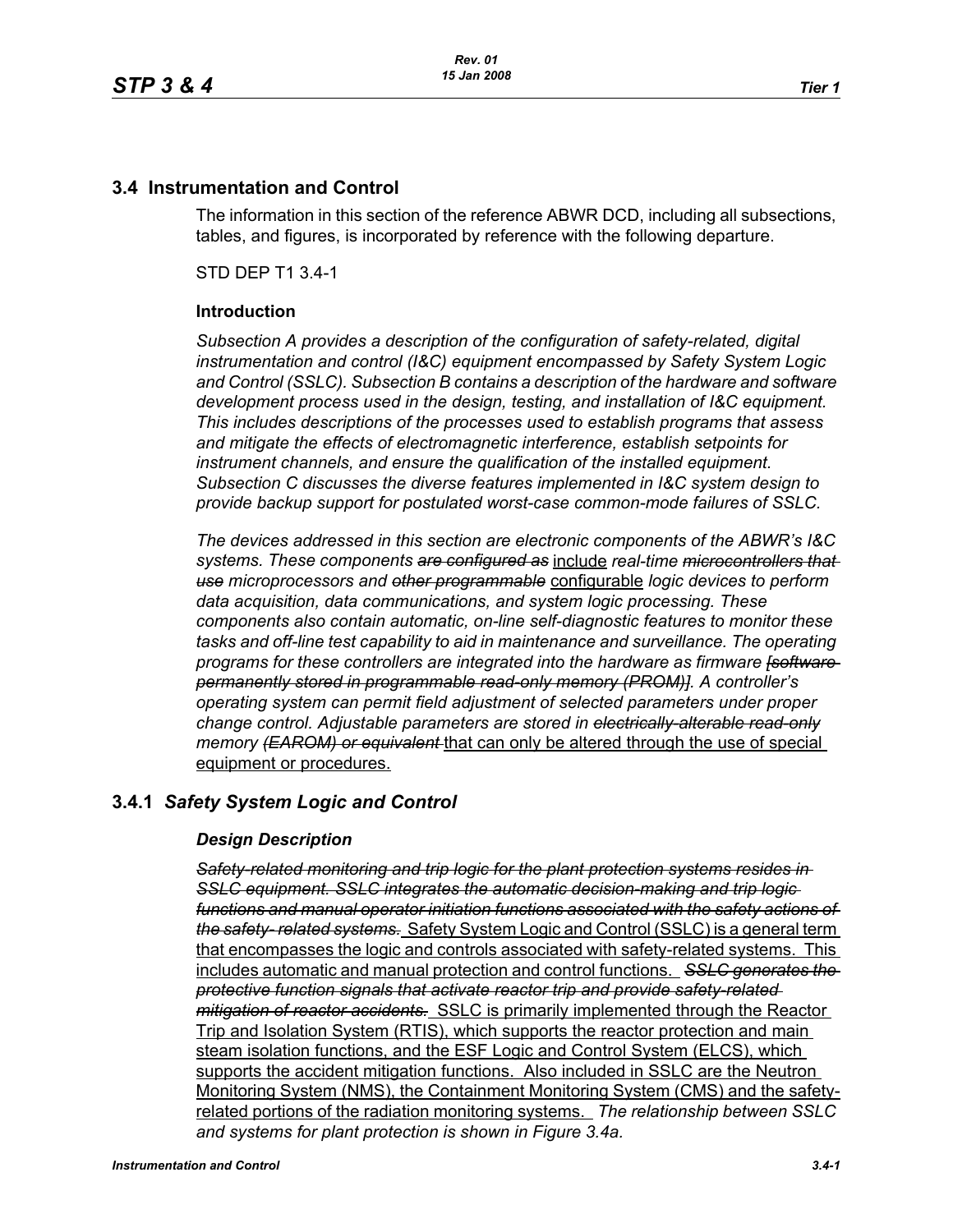## 3.4 Instrumentation and Control

The information in this section of the reference ABWR DCD, including all subsections, tables, and figures, is incorporated by reference with the following departure.

STD DEP T1 3.4-1

### Introduction

*Subsection A provides a description of the configuration of safety-related, digital instrumentation and control (I&C) equipment encompassed by Safety System Logic and Control (SSLC). Subsection B contains a description of the hardware and software development process used in the design, testing, and installation of I&C equipment. This includes descriptions of the processes used to establish programs that assess and mitigate the effects of electromagnetic interference, establish setpoints for instrument channels, and ensure the qualification of the installed equipment. Subsection C discusses the diverse features implemented in I&C system design to provide backup support for postulated worst-case common-mode failures of SSLC.*

*The devices addressed in this section are electronic components of the ABWR's I&C systems. These components ~~are configured as~~* <u>include</u> *real-time ~~microcontrollers that use~~ microprocessors and ~~other programmable~~* <u>configurable</u> *logic devices to perform data acquisition, data communications, and system logic processing. These components also contain automatic, on-line self-diagnostic features to monitor these tasks and off-line test capability to aid in maintenance and surveillance. The operating programs for these controllers are integrated into the hardware as firmware ~~[software permanently stored in programmable read-only memory (PROM)]~~. A controller's operating system can permit field adjustment of selected parameters under proper change control. Adjustable parameters are stored in ~~electrically-alterable read-only~~ memory ~~(EAROM) or equivalent~~* <u>that can only be altered through the use of special equipment or procedures.</u>

## 3.4.1 *Safety System Logic and Control*

### *Design Description*

~~*Safety-related monitoring and trip logic for the plant protection systems resides in SSLC equipment. SSLC integrates the automatic decision-making and trip logic functions and manual operator initiation functions associated with the safety actions of the safety- related systems.*~~ <u>Safety System Logic and Control (SSLC) is a general term that encompasses the logic and controls associated with safety-related systems. This includes automatic and manual protection and control functions.</u> ~~*SSLC generates the protective function signals that activate reactor trip and provide safety-related mitigation of reactor accidents.*~~ <u>SSLC is primarily implemented through the Reactor Trip and Isolation System (RTIS), which supports the reactor protection and main steam isolation functions, and the ESF Logic and Control System (ELCS), which supports the accident mitigation functions. Also included in SSLC are the Neutron Monitoring System (NMS), the Containment Monitoring System (CMS) and the safety-related portions of the radiation monitoring systems.</u> *The relationship between SSLC and systems for plant protection is shown in Figure 3.4a.*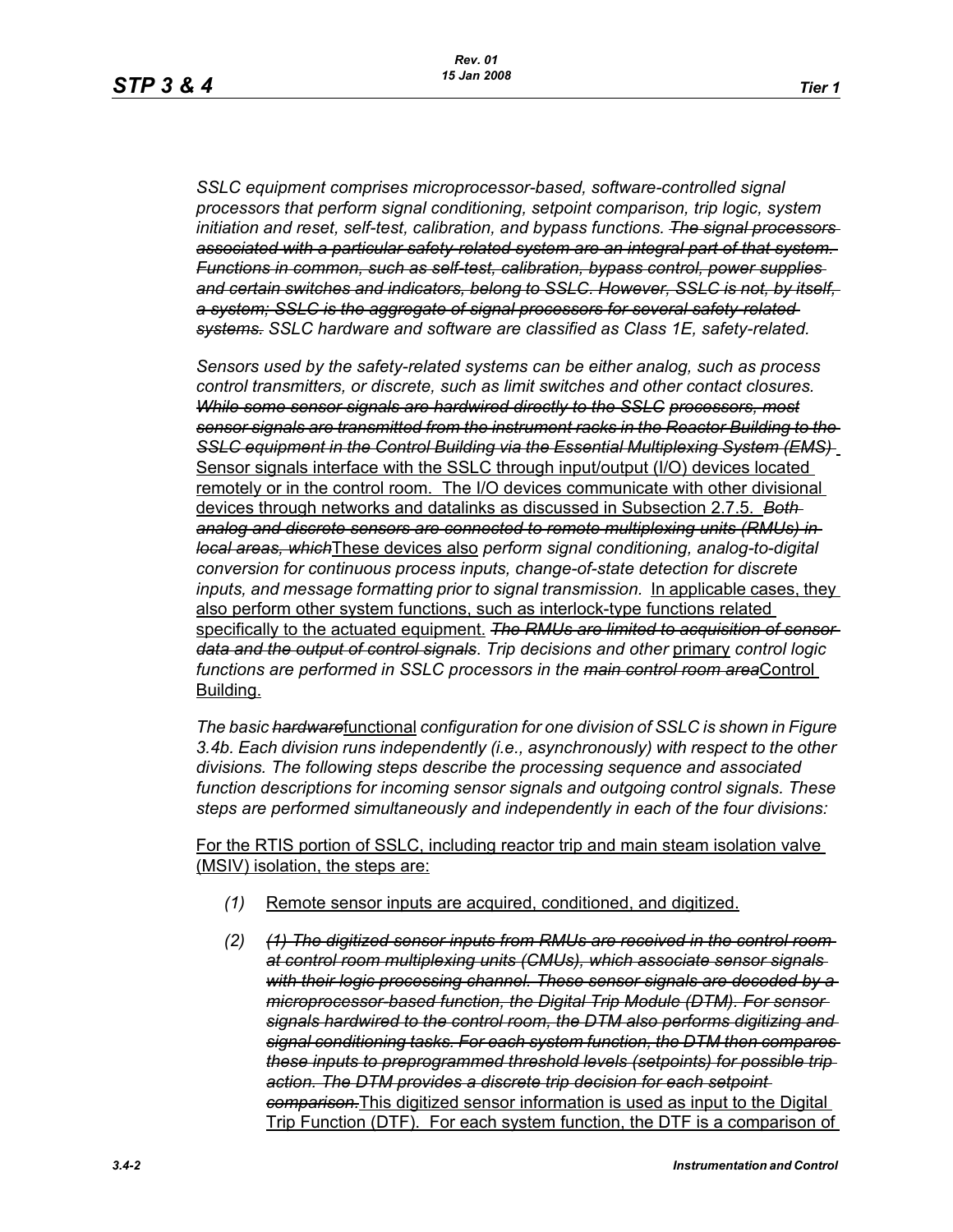*SSLC equipment comprises microprocessor-based, software-controlled signal processors that perform signal conditioning, setpoint comparison, trip logic, system initiation and reset, self-test, calibration, and bypass functions.* ~~*The signal processors associated with a particular safety-related system are an integral part of that system. Functions in common, such as self-test, calibration, bypass control, power supplies and certain switches and indicators, belong to SSLC. However, SSLC is not, by itself, a system; SSLC is the aggregate of signal processors for several safety-related systems.*~~ *SSLC hardware and software are classified as Class 1E, safety-related.*

*Sensors used by the safety-related systems can be either analog, such as process control transmitters, or discrete, such as limit switches and other contact closures.* ~~*While some sensor signals are hardwired directly to the SSLC processors, most sensor signals are transmitted from the instrument racks in the Reactor Building to the SSLC equipment in the Control Building via the Essential Multiplexing System (EMS)*~~ <u>Sensor signals interface with the SSLC through input/output (I/O) devices located remotely or in the control room. The I/O devices communicate with other divisional devices through networks and datalinks as discussed in Subsection 2.7.5.</u> ~~*Both analog and discrete sensors are connected to remote multiplexing units (RMUs) in local areas, which*~~<u>These devices also</u> *perform signal conditioning, analog-to-digital conversion for continuous process inputs, change-of-state detection for discrete inputs, and message formatting prior to signal transmission.* <u>In applicable cases, they also perform other system functions, such as interlock-type functions related specifically to the actuated equipment.</u> ~~*The RMUs are limited to acquisition of sensor data and the output of control signals*~~*. Trip decisions and other* <u>primary</u> *control logic functions are performed in SSLC processors in the* ~~*main control room area*~~<u>Control Building.</u>

*The basic* ~~*hardware*~~<u>functional</u> *configuration for one division of SSLC is shown in Figure 3.4b. Each division runs independently (i.e., asynchronously) with respect to the other divisions. The following steps describe the processing sequence and associated function descriptions for incoming sensor signals and outgoing control signals. These steps are performed simultaneously and independently in each of the four divisions:*

<u>For the RTIS portion of SSLC, including reactor trip and main steam isolation valve (MSIV) isolation, the steps are:</u>

*(1)* <u>Remote sensor inputs are acquired, conditioned, and digitized.</u>

*(2)* ~~*(1) The digitized sensor inputs from RMUs are received in the control room at control room multiplexing units (CMUs), which associate sensor signals with their logic processing channel. These sensor signals are decoded by a microprocessor-based function, the Digital Trip Module (DTM). For sensor signals hardwired to the control room, the DTM also performs digitizing and signal conditioning tasks. For each system function, the DTM then compares these inputs to preprogrammed threshold levels (setpoints) for possible trip action. The DTM provides a discrete trip decision for each setpoint comparison.*~~<u>This digitized sensor information is used as input to the Digital Trip Function (DTF). For each system function, the DTF is a comparison of</u>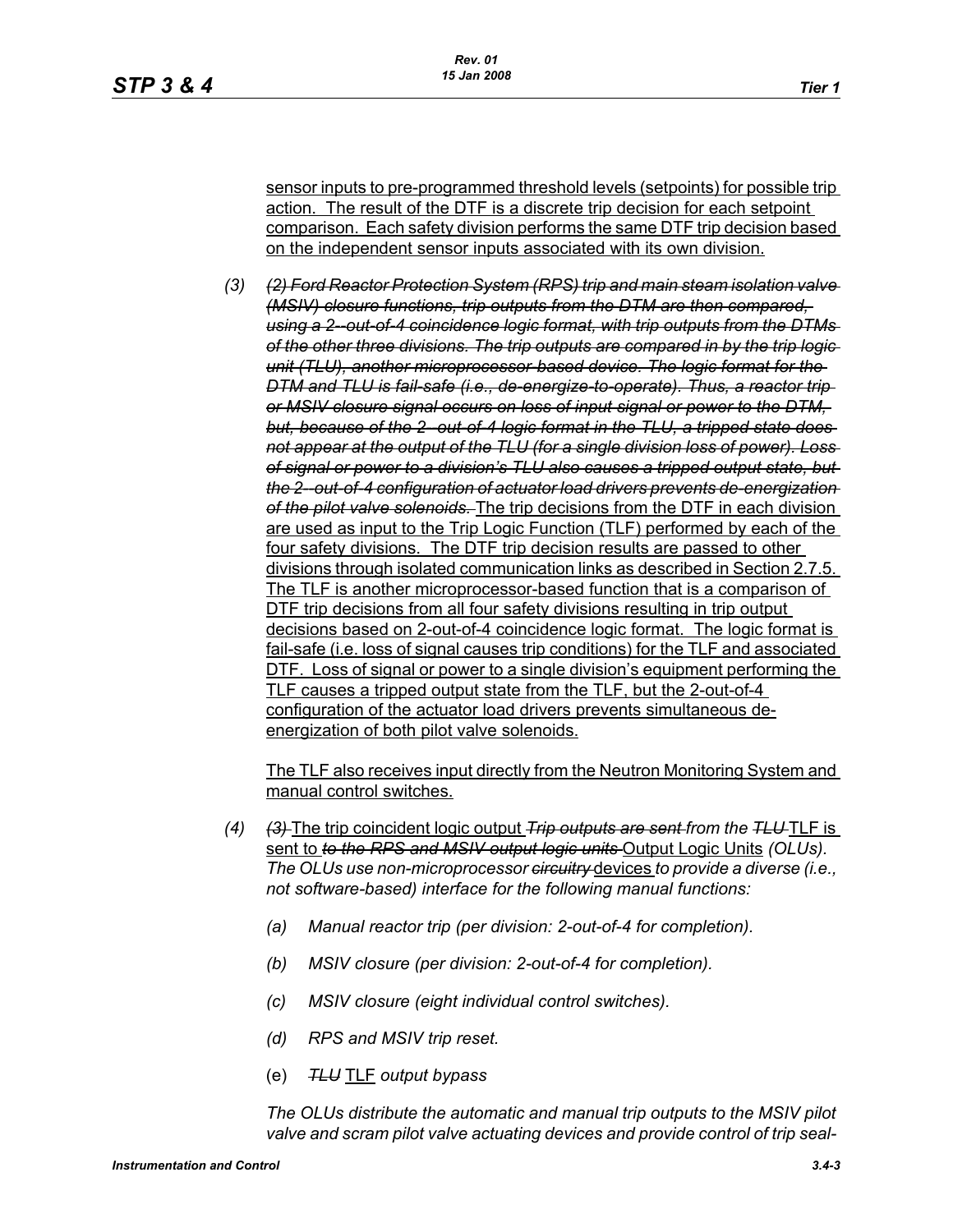sensor inputs to pre-programmed threshold levels (setpoints) for possible trip action. The result of the DTF is a discrete trip decision for each setpoint comparison. Each safety division performs the same DTF trip decision based on the independent sensor inputs associated with its own division.

*(3)* ~~*(2) Ford Reactor Protection System (RPS) trip and main steam isolation valve (MSIV) closure functions, trip outputs from the DTM are then compared, using a 2--out-of-4 coincidence logic format, with trip outputs from the DTMs of the other three divisions. The trip outputs are compared in by the trip logic unit (TLU), another microprocessor-based device. The logic format for the DTM and TLU is fail-safe (i.e., de-energize-to-operate). Thus, a reactor trip or MSIV closure signal occurs on loss of input signal or power to the DTM, but, because of the 2--out-of-4 logic format in the TLU, a tripped state does not appear at the output of the TLU (for a single division loss of power). Loss of signal or power to a division's TLU also causes a tripped output state, but the 2--out-of-4 configuration of actuator load drivers prevents de-energization of the pilot valve solenoids.*~~ The trip decisions from the DTF in each division are used as input to the Trip Logic Function (TLF) performed by each of the four safety divisions. The DTF trip decision results are passed to other divisions through isolated communication links as described in Section 2.7.5. The TLF is another microprocessor-based function that is a comparison of DTF trip decisions from all four safety divisions resulting in trip output decisions based on 2-out-of-4 coincidence logic format. The logic format is fail-safe (i.e. loss of signal causes trip conditions) for the TLF and associated DTF. Loss of signal or power to a single division's equipment performing the TLF causes a tripped output state from the TLF, but the 2-out-of-4 configuration of the actuator load drivers prevents simultaneous de-energization of both pilot valve solenoids.

The TLF also receives input directly from the Neutron Monitoring System and manual control switches.

*(4)* ~~*(3)*~~ The trip coincident logic output ~~*Trip outputs are sent*~~ *from the* ~~*TLU*~~ TLF is sent to ~~*to the RPS and MSIV output logic units*~~ Output Logic Units *(OLUs). The OLUs use non-microprocessor* ~~*circuitry*~~ devices *to provide a diverse (i.e., not software-based) interface for the following manual functions:*

*(a)* *Manual reactor trip (per division: 2-out-of-4 for completion).*

*(b)* *MSIV closure (per division: 2-out-of-4 for completion).*

*(c)* *MSIV closure (eight individual control switches).*

*(d)* *RPS and MSIV trip reset.*

(e) ~~*TLU*~~ TLF *output bypass*

*The OLUs distribute the automatic and manual trip outputs to the MSIV pilot valve and scram pilot valve actuating devices and provide control of trip seal-*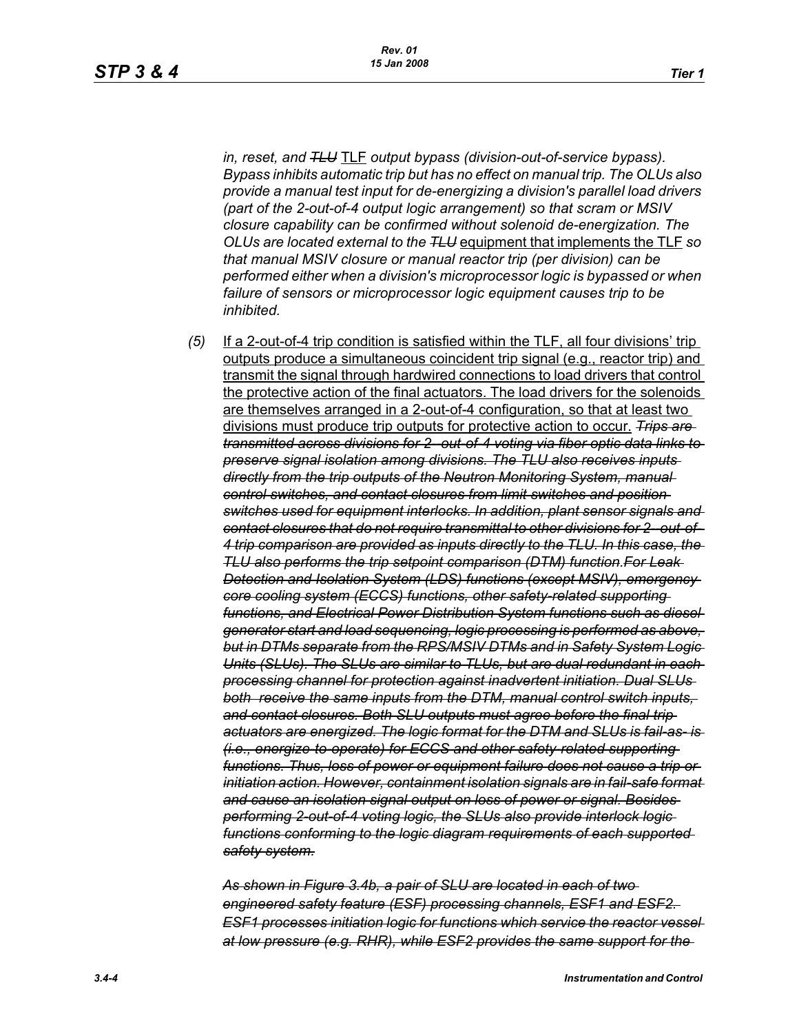*in, reset, and ~~TLU~~ TLF output bypass (division-out-of-service bypass). Bypass inhibits automatic trip but has no effect on manual trip. The OLUs also provide a manual test input for de-energizing a division's parallel load drivers (part of the 2-out-of-4 output logic arrangement) so that scram or MSIV closure capability can be confirmed without solenoid de-energization. The OLUs are located external to the ~~TLU~~ equipment that implements the TLF so that manual MSIV closure or manual reactor trip (per division) can be performed either when a division's microprocessor logic is bypassed or when failure of sensors or microprocessor logic equipment causes trip to be inhibited.*

(5) If a 2-out-of-4 trip condition is satisfied within the TLF, all four divisions' trip outputs produce a simultaneous coincident trip signal (e.g., reactor trip) and transmit the signal through hardwired connections to load drivers that control the protective action of the final actuators. The load drivers for the solenoids are themselves arranged in a 2-out-of-4 configuration, so that at least two divisions must produce trip outputs for protective action to occur. ~~*Trips are transmitted across divisions for 2- out-of-4 voting via fiber optic data links to preserve signal isolation among divisions. The TLU also receives inputs directly from the trip outputs of the Neutron Monitoring System, manual control switches, and contact closures from limit switches and position switches used for equipment interlocks. In addition, plant sensor signals and contact closures that do not require transmittal to other divisions for 2- out-of-4 trip comparison are provided as inputs directly to the TLU. In this case, the TLU also performs the trip setpoint comparison (DTM) function.For Leak Detection and Isolation System (LDS) functions (except MSIV), emergency core cooling system (ECCS) functions, other safety-related supporting functions, and Electrical Power Distribution System functions such as diesel generator start and load sequencing, logic processing is performed as above, but in DTMs separate from the RPS/MSIV DTMs and in Safety System Logic Units (SLUs). The SLUs are similar to TLUs, but are dual redundant in each processing channel for protection against inadvertent initiation. Dual SLUs both receive the same inputs from the DTM, manual control switch inputs, and contact closures. Both SLU outputs must agree before the final trip actuators are energized. The logic format for the DTM and SLUs is fail-as- is (i.e., energize-to-operate) for ECCS and other safety-related supporting functions. Thus, loss of power or equipment failure does not cause a trip or initiation action. However, containment isolation signals are in fail-safe format and cause an isolation signal output on loss of power or signal. Besides performing 2-out-of-4 voting logic, the SLUs also provide interlock logic functions conforming to the logic diagram requirements of each supported safety system.*~~

~~*As shown in Figure 3.4b, a pair of SLU are located in each of two engineered safety feature (ESF) processing channels, ESF1 and ESF2. ESF1 processes initiation logic for functions which service the reactor vessel at low pressure (e.g. RHR), while ESF2 provides the same support for the*~~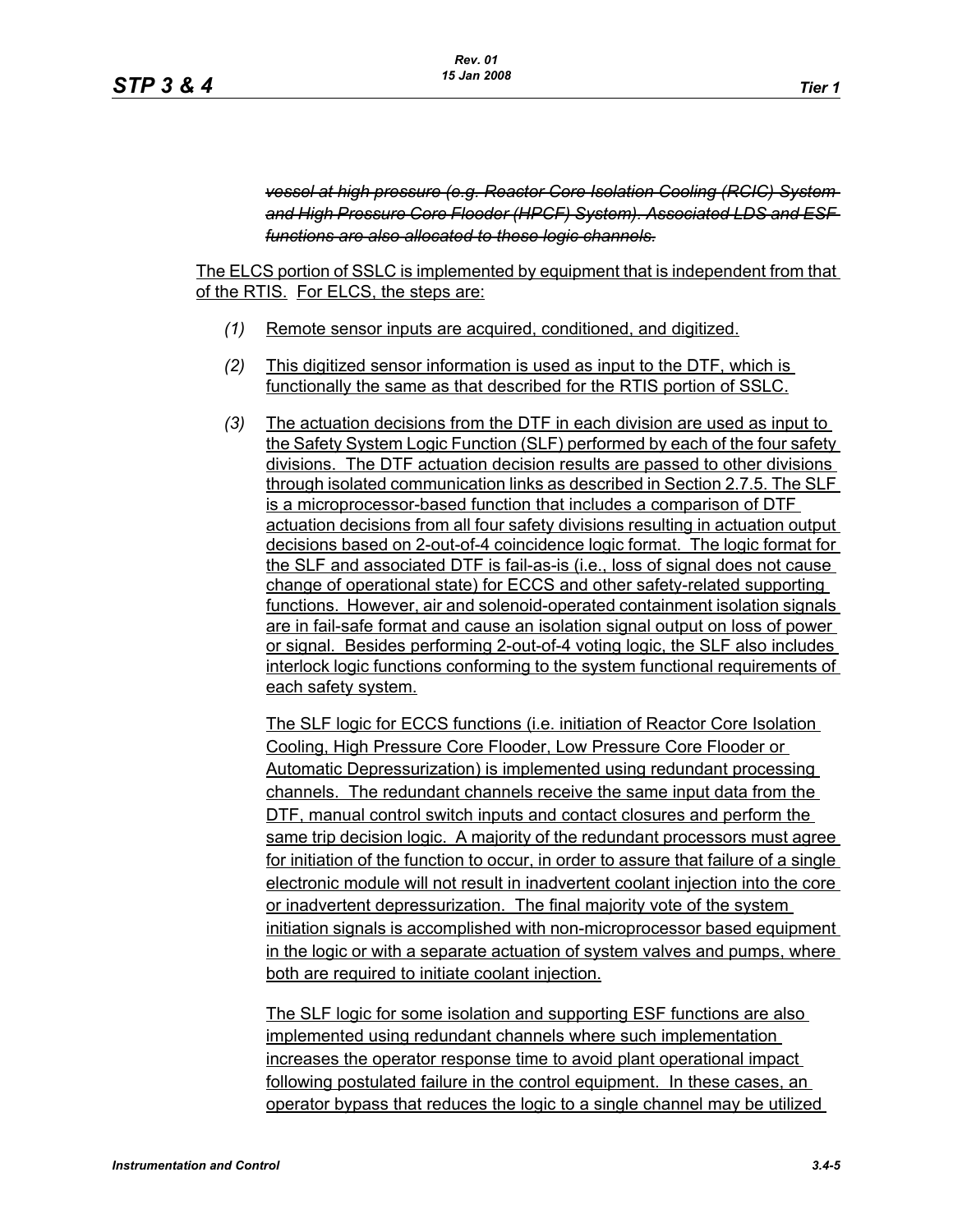~~*vessel at high pressure (e.g. Reactor Core Isolation Cooling (RCIC) System and High Pressure Core Flooder (HPCF) System). Associated LDS and ESF functions are also allocated to these logic channels.*~~

<u>The ELCS portion of SSLC is implemented by equipment that is independent from that of the RTIS. For ELCS, the steps are:</u>

*(1)* <u>Remote sensor inputs are acquired, conditioned, and digitized.</u>

*(2)* <u>This digitized sensor information is used as input to the DTF, which is functionally the same as that described for the RTIS portion of SSLC.</u>

*(3)* <u>The actuation decisions from the DTF in each division are used as input to the Safety System Logic Function (SLF) performed by each of the four safety divisions. The DTF actuation decision results are passed to other divisions through isolated communication links as described in Section 2.7.5. The SLF is a microprocessor-based function that includes a comparison of DTF actuation decisions from all four safety divisions resulting in actuation output decisions based on 2-out-of-4 coincidence logic format. The logic format for the SLF and associated DTF is fail-as-is (i.e., loss of signal does not cause change of operational state) for ECCS and other safety-related supporting functions. However, air and solenoid-operated containment isolation signals are in fail-safe format and cause an isolation signal output on loss of power or signal. Besides performing 2-out-of-4 voting logic, the SLF also includes interlock logic functions conforming to the system functional requirements of each safety system.</u>

<u>The SLF logic for ECCS functions (i.e. initiation of Reactor Core Isolation Cooling, High Pressure Core Flooder, Low Pressure Core Flooder or Automatic Depressurization) is implemented using redundant processing channels. The redundant channels receive the same input data from the DTF, manual control switch inputs and contact closures and perform the same trip decision logic. A majority of the redundant processors must agree for initiation of the function to occur, in order to assure that failure of a single electronic module will not result in inadvertent coolant injection into the core or inadvertent depressurization. The final majority vote of the system initiation signals is accomplished with non-microprocessor based equipment in the logic or with a separate actuation of system valves and pumps, where both are required to initiate coolant injection.</u>

<u>The SLF logic for some isolation and supporting ESF functions are also implemented using redundant channels where such implementation increases the operator response time to avoid plant operational impact following postulated failure in the control equipment. In these cases, an operator bypass that reduces the logic to a single channel may be utilized</u>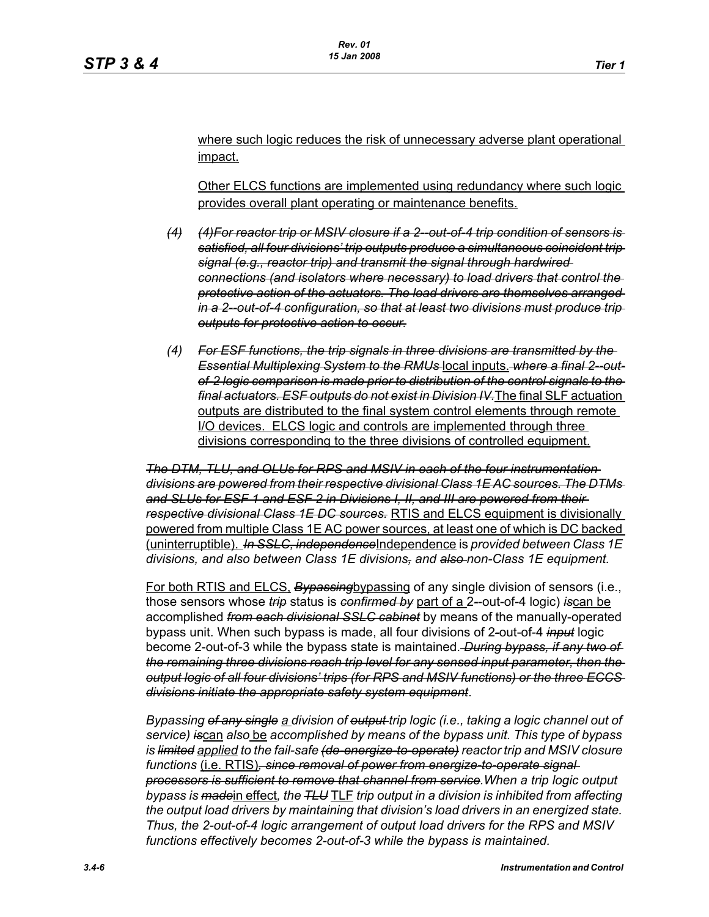where such logic reduces the risk of unnecessary adverse plant operational impact.

Other ELCS functions are implemented using redundancy where such logic provides overall plant operating or maintenance benefits.

- *(4)* ~~*(4)For reactor trip or MSIV closure if a 2--out-of-4 trip condition of sensors is satisfied, all four divisions' trip outputs produce a simultaneous coincident trip signal (e.g., reactor trip) and transmit the signal through hardwired connections (and isolators where necessary) to load drivers that control the protective action of the actuators. The load drivers are themselves arranged in a 2--out-of-4 configuration, so that at least two divisions must produce trip outputs for protective action to occur.*~~

- *(4)* ~~*For ESF functions, the trip signals in three divisions are transmitted by the Essential Multiplexing System to the RMUs*~~ local inputs. ~~*where a final 2--out-of-2 logic comparison is made prior to distribution of the control signals to the final actuators. ESF outputs do not exist in Division IV.*~~The final SLF actuation outputs are distributed to the final system control elements through remote I/O devices. ELCS logic and controls are implemented through three divisions corresponding to the three divisions of controlled equipment.

~~*The DTM, TLU, and OLUs for RPS and MSIV in each of the four instrumentation divisions are powered from their respective divisional Class 1E AC sources. The DTMs and SLUs for ESF 1 and ESF 2 in Divisions I, II, and III are powered from their respective divisional Class 1E DC sources.*~~ RTIS and ELCS equipment is divisionally powered from multiple Class 1E AC power sources, at least one of which is DC backed (uninterruptible). ~~*In SSLC, independence*~~Independence is *provided between Class 1E divisions, and also between Class 1E divisions*~~*,*~~ *and* ~~*also*~~ *non-Class 1E equipment.*

For both RTIS and ELCS, ~~*Bypassing*~~bypassing of any single division of sensors (i.e., those sensors whose ~~*trip*~~ status is ~~*confirmed by*~~ part of a 2--out-of-4 logic) ~~*is*~~can be accomplished ~~*from each divisional SSLC cabinet*~~ by means of the manually-operated bypass unit. When such bypass is made, all four divisions of 2-out-of-4 ~~*input*~~ logic become 2-out-of-3 while the bypass state is maintained. ~~*During bypass, if any two of the remaining three divisions reach trip level for any sensed input parameter, then the output logic of all four divisions' trips (for RPS and MSIV functions) or the three ECCS divisions initiate the appropriate safety system equipment*~~.

*Bypassing* ~~*of any single*~~ a *division of* ~~*output*~~ *trip logic (i.e., taking a logic channel out of service)* ~~*is*~~can *also* be *accomplished by means of the bypass unit. This type of bypass is* ~~*limited*~~ applied *to the fail-safe* ~~*(de-energize-to-operate)*~~ *reactor trip and MSIV closure functions* (i.e. RTIS)~~*, since removal of power from energize-to-operate signal processors is sufficient to remove that channel from service*~~*.When a trip logic output bypass is* ~~*made*~~in effect*, the* ~~*TLU*~~ TLF *trip output in a division is inhibited from affecting the output load drivers by maintaining that division's load drivers in an energized state. Thus, the 2-out-of-4 logic arrangement of output load drivers for the RPS and MSIV functions effectively becomes 2-out-of-3 while the bypass is maintained.*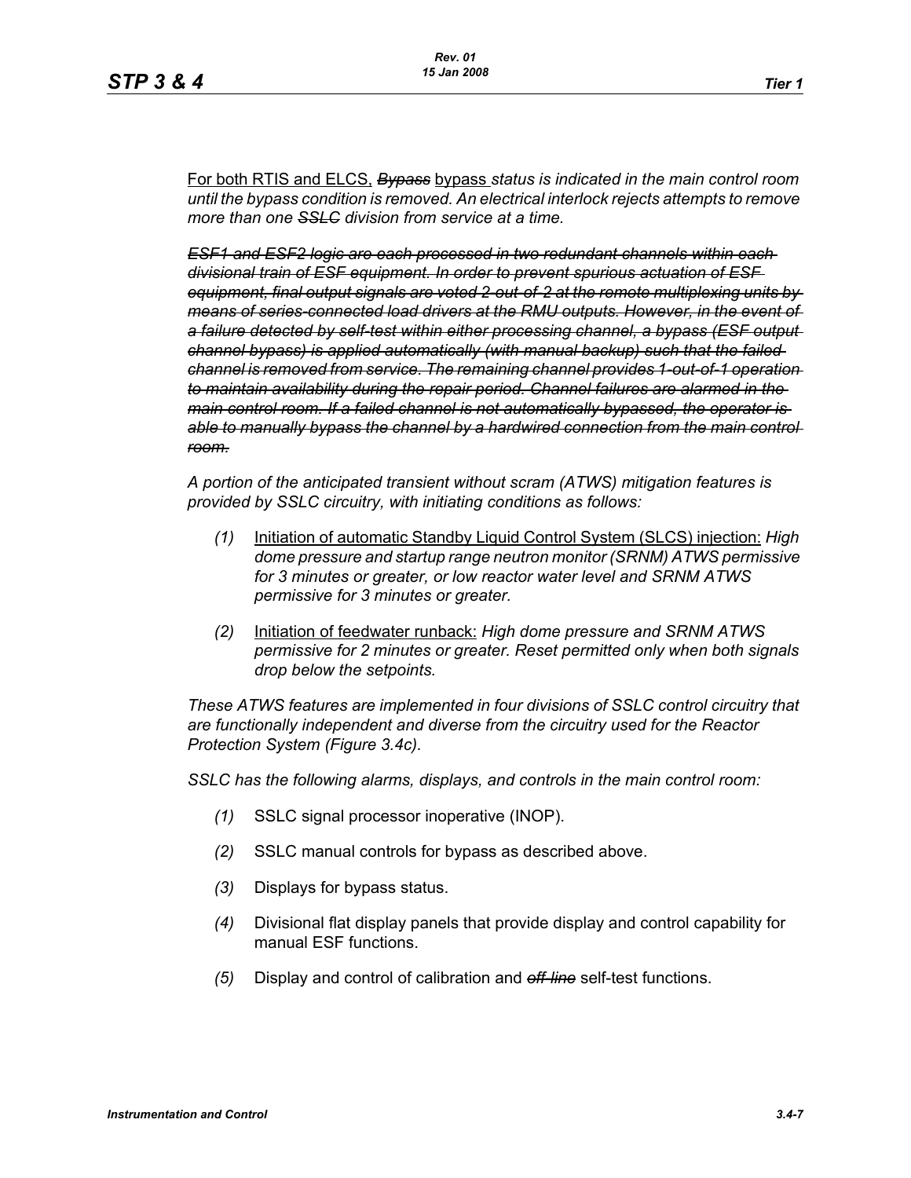For both RTIS and ELCS, ~~*Bypass*~~ bypass *status is indicated in the main control room until the bypass condition is removed. An electrical interlock rejects attempts to remove more than one* ~~*SSLC*~~ *division from service at a time.*

~~*ESF1 and ESF2 logic are each processed in two redundant channels within each divisional train of ESF equipment. In order to prevent spurious actuation of ESF equipment, final output signals are voted 2-out-of-2 at the remote multiplexing units by means of series-connected load drivers at the RMU outputs. However, in the event of a failure detected by self-test within either processing channel, a bypass (ESF output channel bypass) is applied automatically (with manual backup) such that the failed channel is removed from service. The remaining channel provides 1-out-of-1 operation to maintain availability during the repair period. Channel failures are alarmed in the main control room. If a failed channel is not automatically bypassed, the operator is able to manually bypass the channel by a hardwired connection from the main control room.*~~

*A portion of the anticipated transient without scram (ATWS) mitigation features is provided by SSLC circuitry, with initiating conditions as follows:*

*(1)* Initiation of automatic Standby Liquid Control System (SLCS) injection: *High dome pressure and startup range neutron monitor (SRNM) ATWS permissive for 3 minutes or greater, or low reactor water level and SRNM ATWS permissive for 3 minutes or greater.*

*(2)* Initiation of feedwater runback: *High dome pressure and SRNM ATWS permissive for 2 minutes or greater. Reset permitted only when both signals drop below the setpoints.*

*These ATWS features are implemented in four divisions of SSLC control circuitry that are functionally independent and diverse from the circuitry used for the Reactor Protection System (Figure 3.4c).*

*SSLC has the following alarms, displays, and controls in the main control room:*

*(1)* SSLC signal processor inoperative (INOP).

*(2)* SSLC manual controls for bypass as described above.

*(3)* Displays for bypass status.

*(4)* Divisional flat display panels that provide display and control capability for manual ESF functions.

*(5)* Display and control of calibration and ~~*off-line*~~ self-test functions.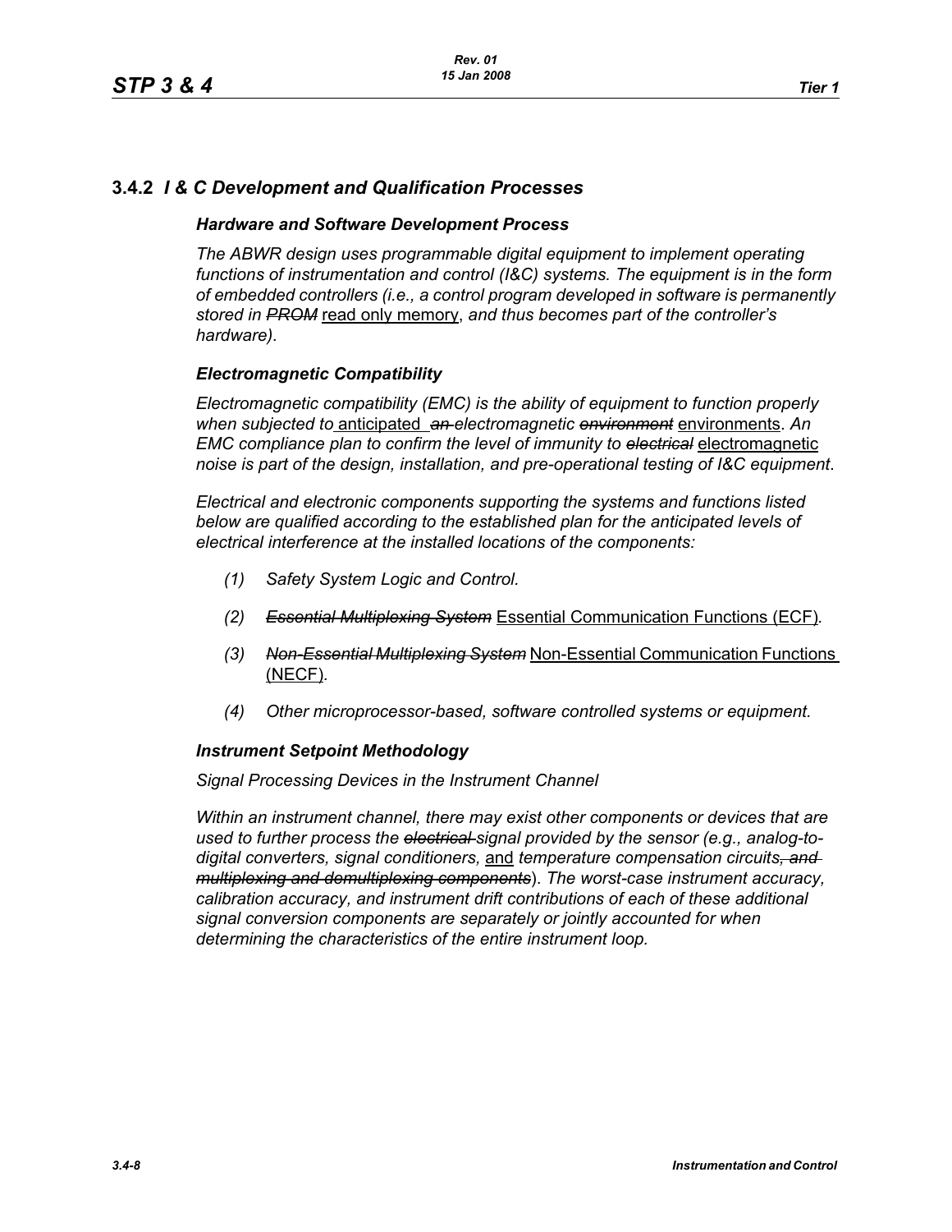## 3.4.2 *I & C Development and Qualification Processes*

### *Hardware and Software Development Process*

*The ABWR design uses programmable digital equipment to implement operating functions of instrumentation and control (I&C) systems. The equipment is in the form of embedded controllers (i.e., a control program developed in software is permanently stored in ~~PROM~~* read only memory, *and thus becomes part of the controller's hardware).*

### *Electromagnetic Compatibility*

*Electromagnetic compatibility (EMC) is the ability of equipment to function properly when subjected to* anticipated *~~an~~ electromagnetic ~~environment~~* environments. *An EMC compliance plan to confirm the level of immunity to ~~electrical~~* electromagnetic *noise is part of the design, installation, and pre-operational testing of I&C equipment*.

*Electrical and electronic components supporting the systems and functions listed below are qualified according to the established plan for the anticipated levels of electrical interference at the installed locations of the components:*

*(1) Safety System Logic and Control.*

*(2) ~~Essential Multiplexing System~~* Essential Communication Functions (ECF)*.*

*(3) ~~Non-Essential Multiplexing System~~* Non-Essential Communication Functions (NECF)*.*

*(4) Other microprocessor-based, software controlled systems or equipment.*

### *Instrument Setpoint Methodology*

*Signal Processing Devices in the Instrument Channel*

*Within an instrument channel, there may exist other components or devices that are used to further process the ~~electrical~~ signal provided by the sensor (e.g., analog-to-digital converters, signal conditioners,* and *temperature compensation circuits~~, and multiplexing and demultiplexing components~~*). *The worst-case instrument accuracy, calibration accuracy, and instrument drift contributions of each of these additional signal conversion components are separately or jointly accounted for when determining the characteristics of the entire instrument loop.*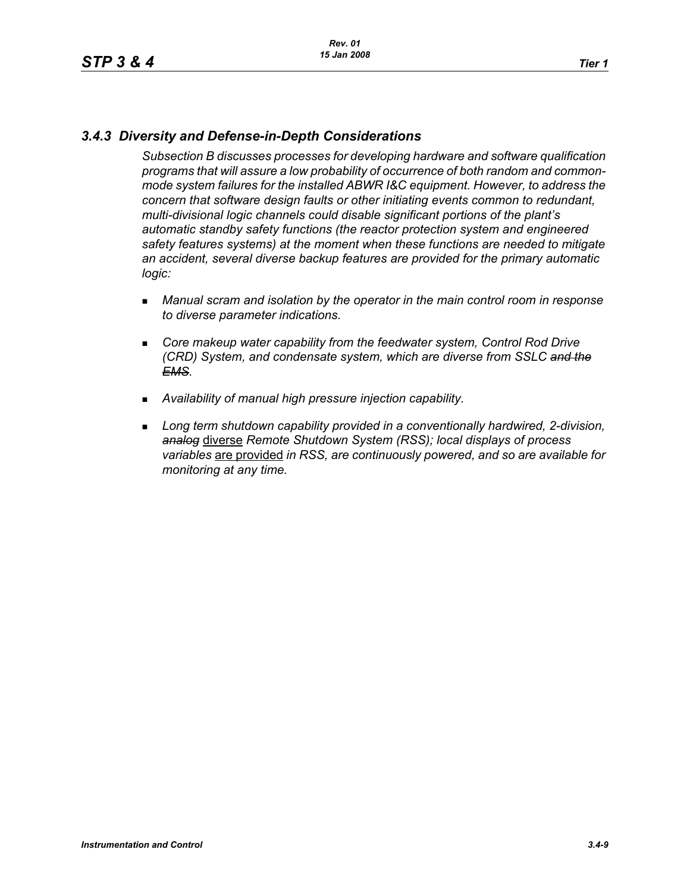### *3.4.3 Diversity and Defense-in-Depth Considerations*

*Subsection B discusses processes for developing hardware and software qualification programs that will assure a low probability of occurrence of both random and common-mode system failures for the installed ABWR I&C equipment. However, to address the concern that software design faults or other initiating events common to redundant, multi-divisional logic channels could disable significant portions of the plant's automatic standby safety functions (the reactor protection system and engineered safety features systems) at the moment when these functions are needed to mitigate an accident, several diverse backup features are provided for the primary automatic logic:*

- *Manual scram and isolation by the operator in the main control room in response to diverse parameter indications.*
- *Core makeup water capability from the feedwater system, Control Rod Drive (CRD) System, and condensate system, which are diverse from SSLC ~~and the EMS~~.*
- *Availability of manual high pressure injection capability.*
- *Long term shutdown capability provided in a conventionally hardwired, 2-division, ~~analog~~* <u>diverse</u> *Remote Shutdown System (RSS); local displays of process variables* <u>are provided</u> *in RSS, are continuously powered, and so are available for monitoring at any time.*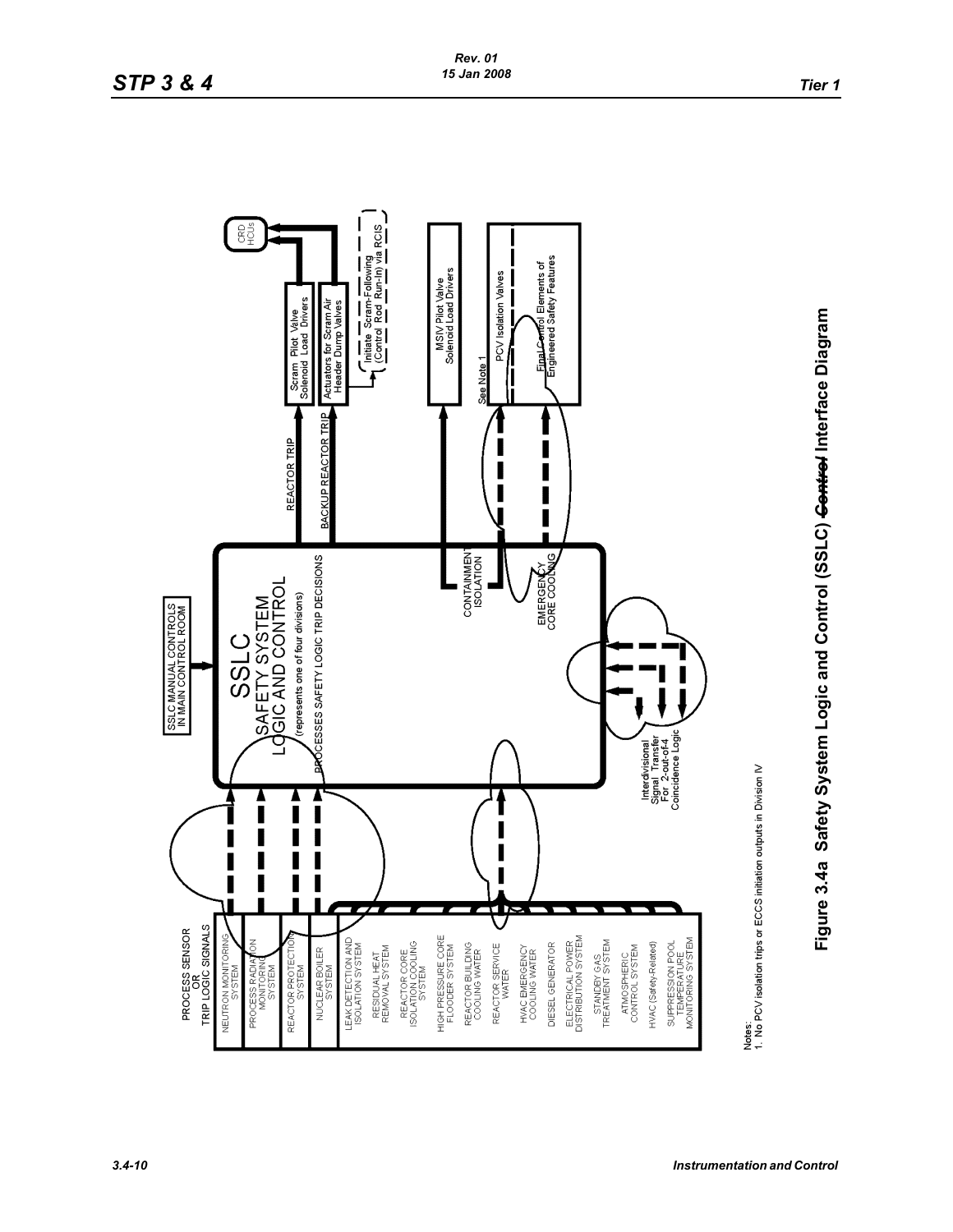PROCESS SENSOR OR TRIP LOGIC SIGNALS

- NEUTRON MONITORING SYSTEM
- PROCESS RADIATION MONITORING SYSTEM
- REACTOR PROTECTION SYSTEM
- NUCLEAR BOILER SYSTEM
- LEAK DETECTION AND ISOLATION SYSTEM
- RESIDUAL HEAT REMOVAL SYSTEM
- REACTOR CORE ISOLATION COOLING SYSTEM
- HIGH PRESSURE CORE FLOODER SYSTEM
- REACTOR BUILDING COOLING WATER
- REACTOR SERVICE WATER
- HVAC EMERGENCY COOLING WATER
- DIESEL GENERATOR
- ELECTRICAL POWER DISTRIBUTION SYSTEM
- STANDBY GAS TREATMENT SYSTEM
- ATMOSPHERIC CONTROL SYSTEM
- HVAC (Safety-Related)
- SUPPRESSION POOL TEMPERATURE MONITORING SYSTEM

SSLC MANUAL CONTROLS IN MAIN CONTROL ROOM

SSLC SAFETY SYSTEM LOGIC AND CONTROL (represents one of four divisions)

PROCESSES SAFETY LOGIC TRIP DECISIONS

Interdivisional Signal Transfer For 2-out-of-4 Coincidence Logic

REACTOR TRIP → Scram Pilot Valve Solenoid Load Drivers → CRD HCUs

BACKUP REACTOR TRIP → Actuators for Scram Air Header Dump Valves → CRD HCUs

Initiate Scram-Following (Control Rod Run-In) via RCIS

CONTAINMENT ISOLATION → MSIV Pilot Valve Solenoid Load Drivers

See Note 1 → PCV Isolation Valves

EMERGENCY CORE COOLING → Final Control Elements of Engineered Safety Features

Notes:
1. No PCV isolation trips or ECCS initiation outputs in Division IV

**Figure 3.4a Safety System Logic and Control (SSLC) ~~Control~~ Interface Diagram**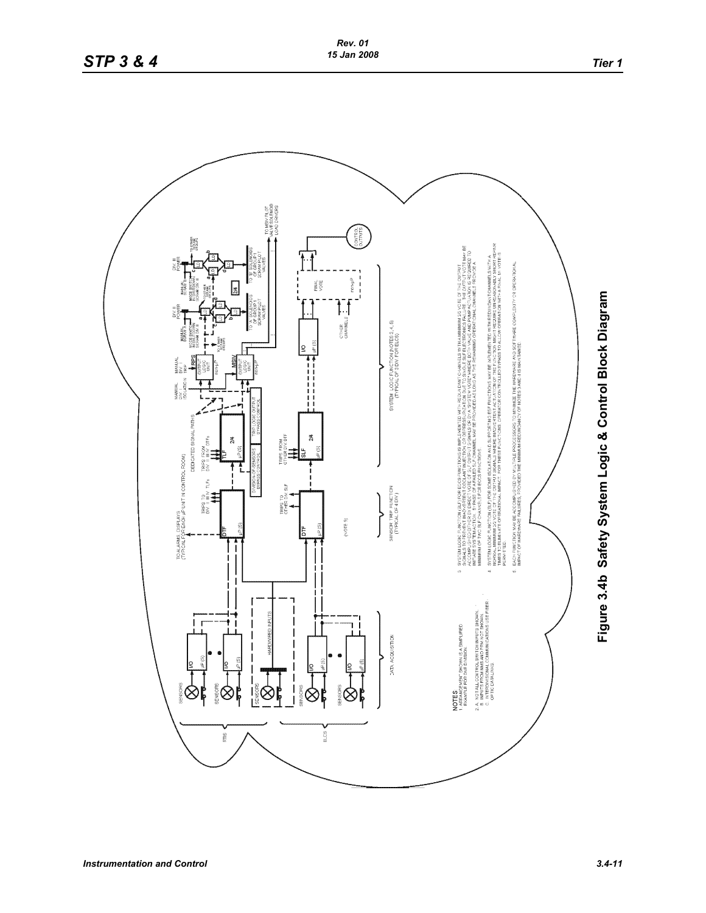NOTES
1. ARRANGEMENT SHOWN IS A SIMPLIFIED EXAMPLE FOR ONE DIVISION

2. A. NOT ALL CONTROL SWITCH INPUTS SHOWN.
   B. INPUTS FROM MMS AND PRM NOT SHOWN.
   C. INTERDIVISIONAL COMMUNICATIONS USE FIBER OPTIC CABLING.

3. SYSTEM LOGIC FUNCTION (SLF) FOR ECCS FUNCTIONS IS IMPLEMENTED WITH REDUNDANT CHANNELS WITH A MINIMUM 2/2 VOTE OF THE OUTPUT SIGNALS TO PREVENT INADVERTENT COOLANT INJECTION OR DEPRESSURIZATION DUE TO SINGLE SLF ELECTRONICS FAILURE. THE OUTPUT VOTE MAY BE AT ONE SPECIFIC OR DIRECT VOTE OF SLF OUTPUT SIGNALS OF EACH SYSTEM VOTE WHERE BOTH VALVE AND PUMP ACTUATION IS REQUIRED TO INITIATE SYSTEM ACTION. BYPASS OF A FAILED SLF CHANNEL MAY BE PROVIDED AS LONG AS THE REMAINING OPERATIONAL CHANNELS PROVIDE A MINIMUM OF TWO SLF CHANNELS FOR ECCS FUNCTIONS.

4. SYSTEM LOGIC FUNCTION (SLF) FOR SOME ISOLATION AND SUPPORTING ESF FUNCTIONS MAY BE IMPLEMENTED WITH REDUNDANT CHANNELS WITH A NORMAL MINIMUM 2/2 VOTE OF THE OUTPUT SIGNALS WHERE INADVERTENT ACTUATION OF THE FUNCTION MIGHT REQUIRE UNNECESSARY SHORT REPAIR TIMES TO ELIMINATE OPERATIONAL IMPACT. FOR THESE FUNCTIONS OPERATOR CONTROLLED BYPASS TO ALLOW OPERATION WITH A FINAL 1/1 VOTE IS PERMITTED.

5. EACH FUNCTION MAY BE ACCOMPLISHED BY MULTIPLE PROCESSORS TO MINIMIZE THE HARDWARE AND SOFTWARE COMPLEXITY OR OPERATIONAL IMPACT OF HARDWARE FAILURES, PROVIDED THE MINIMUM REDUNDANCY OF NOTES 3 AND 4 IS MAINTAINED.

**Figure 3.4b Safety System Logic & Control Block Diagram**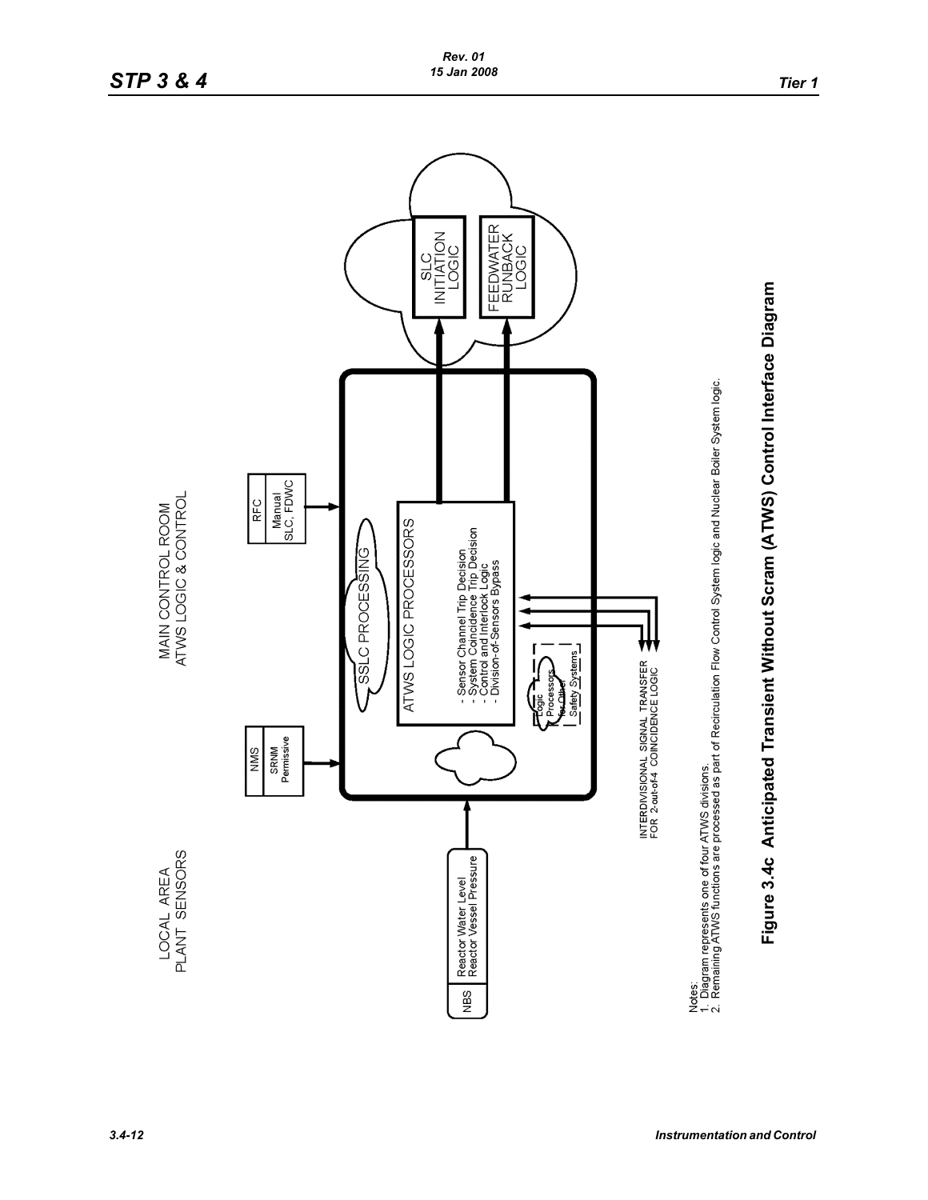LOCAL AREA
PLANT SENSORS

MAIN CONTROL ROOM
ATWS LOGIC & CONTROL

NBS | Reactor Water Level
Reactor Vessel Pressure

NMS | SRNM Permissive

RFC | Manual SLC, FDWC

SSLC PROCESSING

ATWS LOGIC PROCESSORS

- Sensor Channel Trip Decision
- System Coincidence Trip Decision
- Control and Interlock Logic
- Division-of-Sensors Bypass

Logic Processors for Other Safety Systems

INTERDIVISIONAL SIGNAL TRANSFER
FOR 2-out-of-4 COINCIDENCE LOGIC

SLC INITIATION LOGIC

FEEDWATER RUNBACK LOGIC

Notes:
1. Diagram represents one of four ATWS divisions.
2. Remaining ATWS functions are processed as part of Recirculation Flow Control System logic and Nuclear Boiler System logic.

**Figure 3.4c Anticipated Transient Without Scram (ATWS) Control Interface Diagram**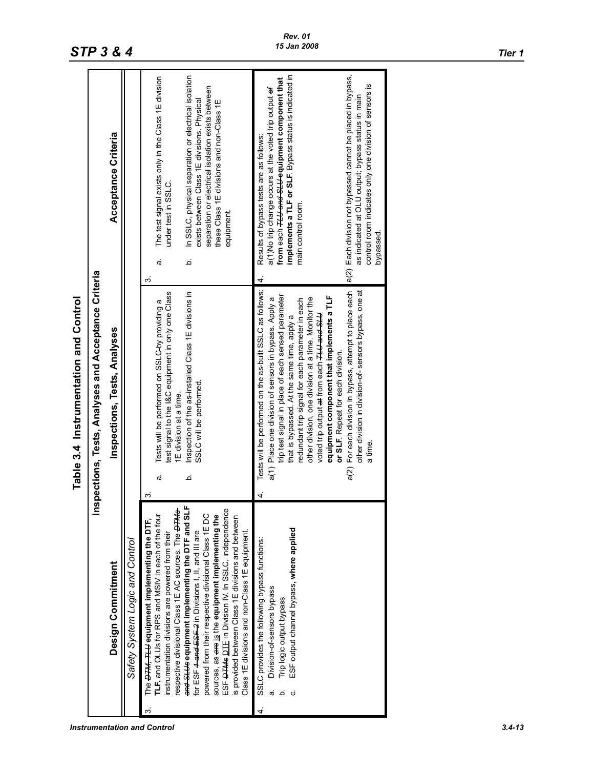# Table 3.4 Instrumentation and Control

| Inspections, Tests, Analyses and Acceptance Criteria | | |
|---|---|---|
| **Design Commitment** | **Inspections, Tests, Analyses** | **Acceptance Criteria** |
| *Safety System Logic and Control* | | |
| 3. The ~~DTM, TLU~~ **DTF, TLF,** and OLUs for RPS and MSIV in each of the four instrumentation divisions are powered from their respective divisional Class 1E AC sources. The ~~DTMs and SLUs~~ **equipment implementing the DTF and SLF** for ESF ~~1 and ESF 2~~ in Divisions I, II, and III are powered from their respective divisional Class 1E DC sources, as ~~are~~ is the **equipment implementing the** ESF ~~DTMs~~ DTF in Division IV. In SSLC, independence is provided between Class 1E divisions and between Class 1E divisions and non-Class 1E equipment. | 3. a. Tests will be performed on SSLC ~~by~~ providing a test signal to the I&C equipment in only one Class 1E division at a time.<br><br>b. Inspection of the as-installed Class 1E divisions in SSLC will be performed. | 3. a. The test signal exists only in the Class 1E division under test in SSLC.<br><br>b. In SSLC, physical separation or electrical isolation exists between Class 1E divisions. Physical separation or electrical isolation exists between these Class 1E divisions and non-Class 1E equipment. |
| 4. SSLC provides the following bypass functions:<br>a. Division-of-sensors bypass<br>b. Trip logic output bypass<br>c. ESF output channel bypass, **where applied** | 4. Tests will be performed on the as-built SSLC as follows:<br>a(1) Place one division of sensors in bypass. Apply a trip test signal in place of each sensed parameter that is bypassed. At the same time, apply a redundant trip signal for each parameter in each other division, one division at a time. Monitor the voted trip output ~~at~~ from each ~~TLU and SLU~~ **equipment component that implements a TLF or SLF**. Repeat for each division.<br><br>a(2) For each division in bypass, attempt to place each other division in division-of- sensors bypass, one at a time. | 4. Results of bypass tests are as follows:<br>a(1)No trip change occurs at the voted trip output ~~of~~ **from** each ~~TLU and SLU~~ **equipment component that implements a TLF or SLF**. Bypass status is indicated in main control room.<br><br>a(2) Each division not bypassed cannot be placed in bypass, as indicated at OLU output; bypass status in main control room indicates only one division of sensors is bypassed. |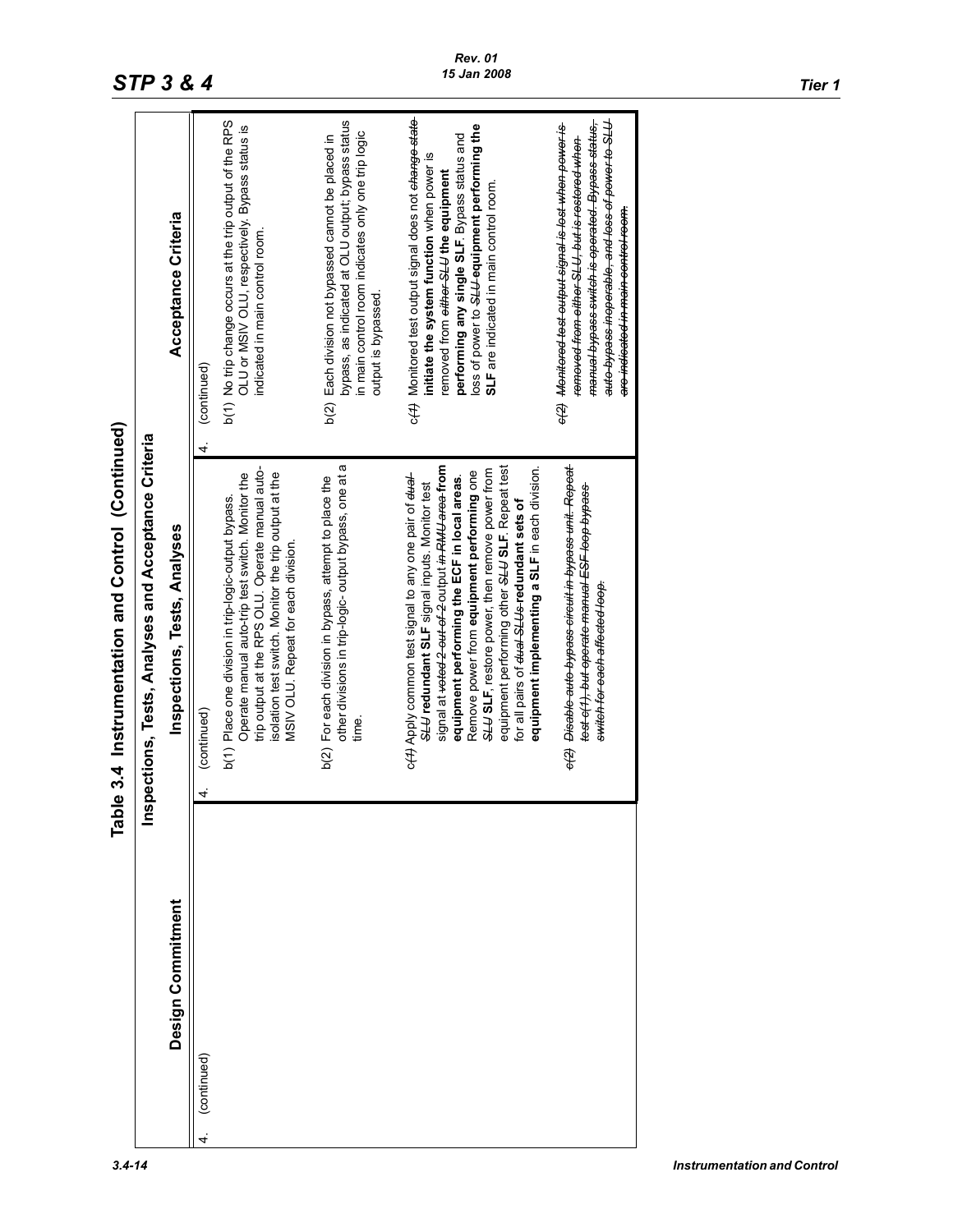# Table 3.4 Instrumentation and Control (Continued)

| Design Commitment | Inspections, Tests, Analyses | Acceptance Criteria |
|---|---|---|
| 4. (continued) | 4. (continued) | 4. (continued) |
| | b(1) Place one division in trip-logic-output bypass. Operate manual auto-trip test switch. Monitor the trip output at the RPS OLU. Operate manual auto-isolation test switch. Monitor the trip output at the MSIV OLU. Repeat for each division. | b(1) No trip change occurs at the trip output of the RPS OLU or MSIV OLU, respectively. Bypass status is indicated in main control room. |
| | b(2) For each division in bypass, attempt to place the other divisions in trip-logic- output bypass, one at a time. | b(2) Each division not bypassed cannot be placed in bypass, as indicated at OLU output; bypass status in main control room indicates only one trip logic output is bypassed. |
| | c~~(1)~~ Apply common test signal to any one pair of ~~dual-SLU~~ **redundant SLF** signal inputs. Monitor test signal at ~~voted 2-out-of-2~~ output ~~in RMU area~~ **from equipment performing the ECF in local areas**. Remove power from **equipment performing** one ~~SLU~~ **SLF**, restore power, then remove power from equipment performing other ~~SLU~~ **SLF**. Repeat test for all pairs of ~~dual SLUs~~ **redundant sets of equipment implementing a SLF** in each division. | c~~(1)~~ Monitored test output signal does not ~~change state~~ **initiate the system function** when power is removed from ~~either SLU~~ **the equipment performing any single SLF**. Bypass status and loss of power to ~~SLU~~ **equipment performing the SLF** are indicated in main control room. |
| | ~~c(2) Disable auto-bypass circuit in bypass unit. Repeat test c(1), but operate manual ESF loop bypass switch for each affected loop.~~ | ~~c(2) Monitored test output signal is lost when power is removed from either SLU, but is restored when manual bypass switch is operated. Bypass status, auto-bypass inoperable, and loss of power to SLU are indicated in main control room.~~ |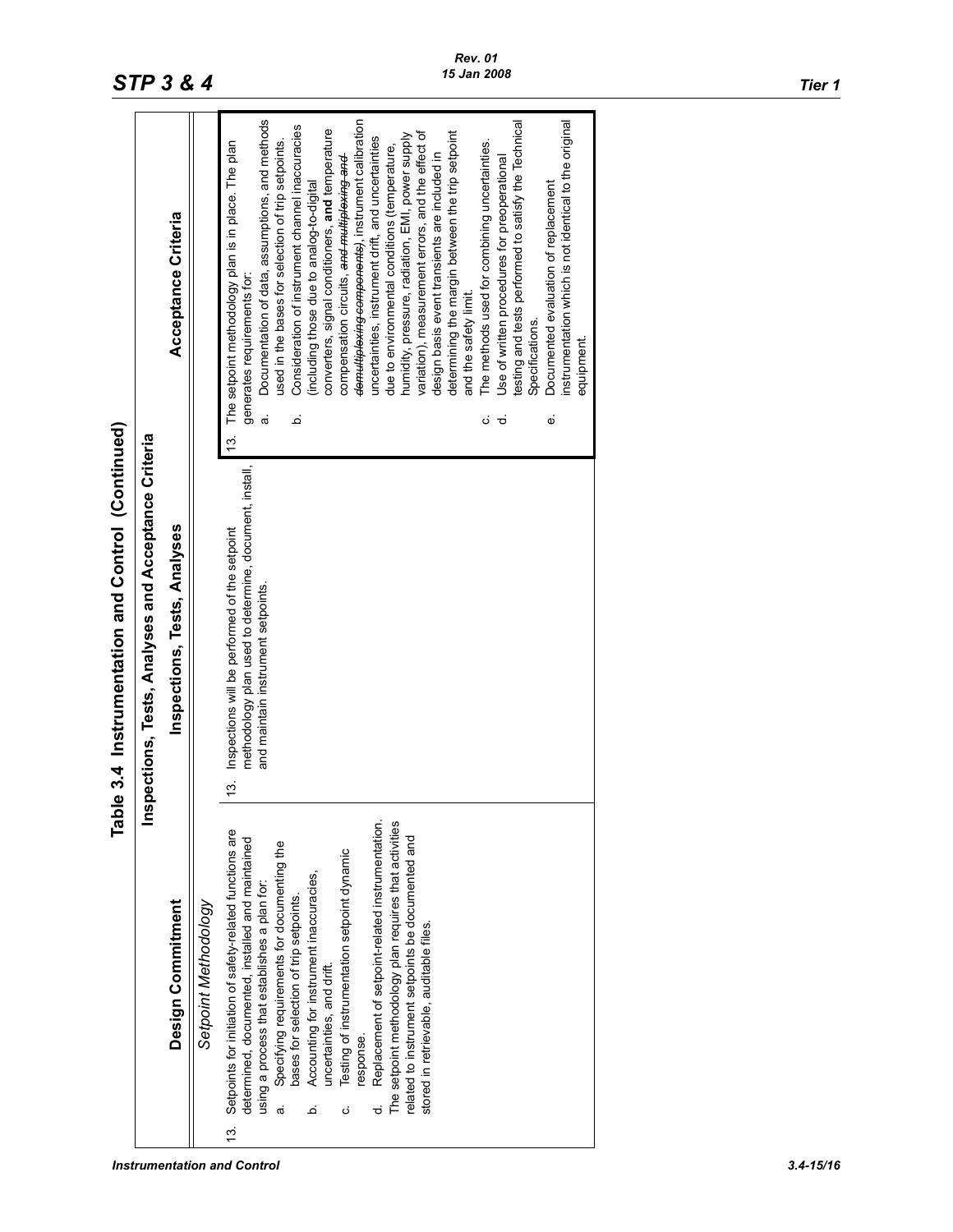# Table 3.4 Instrumentation and Control (Continued)

| Inspections, Tests, Analyses and Acceptance Criteria | | |
|---|---|---|
| **Design Commitment** | **Inspections, Tests, Analyses** | **Acceptance Criteria** |
| *Setpoint Methodology* | | |
| 13. Setpoints for initiation of safety-related functions are determined, documented, installed and maintained using a process that establishes a plan for:<br>a. Specifying requirements for documenting the bases for selection of trip setpoints.<br>b. Accounting for instrument inaccuracies, uncertainties, and drift.<br>c. Testing of instrumentation setpoint dynamic response.<br>d. Replacement of setpoint-related instrumentation.<br>The setpoint methodology plan requires that activities related to instrument setpoints be documented and stored in retrievable, auditable files. | 13. Inspections will be performed of the setpoint methodology plan used to determine, document, install, and maintain instrument setpoints. | 13. The setpoint methodology plan is in place. The plan generates requirements for:<br>a. Documentation of data, assumptions, and methods used in the bases for selection of trip setpoints.<br>b. Consideration of instrument channel inaccuracies (including those due to analog-to-digital converters, signal conditioners, **and** temperature compensation circuits, ~~and multiplexing and demultiplexing components~~), instrument calibration uncertainties, instrument drift, and uncertainties due to environmental conditions (temperature, humidity, pressure, radiation, EMI, power supply variation), measurement errors, and the effect of design basis event transients are included in determining the margin between the trip setpoint and the safety limit.<br>c. The methods used for combining uncertainties.<br>d. Use of written procedures for preoperational testing and tests performed to satisfy the Technical Specifications.<br>e. Documented evaluation of replacement instrumentation which is not identical to the original equipment. |